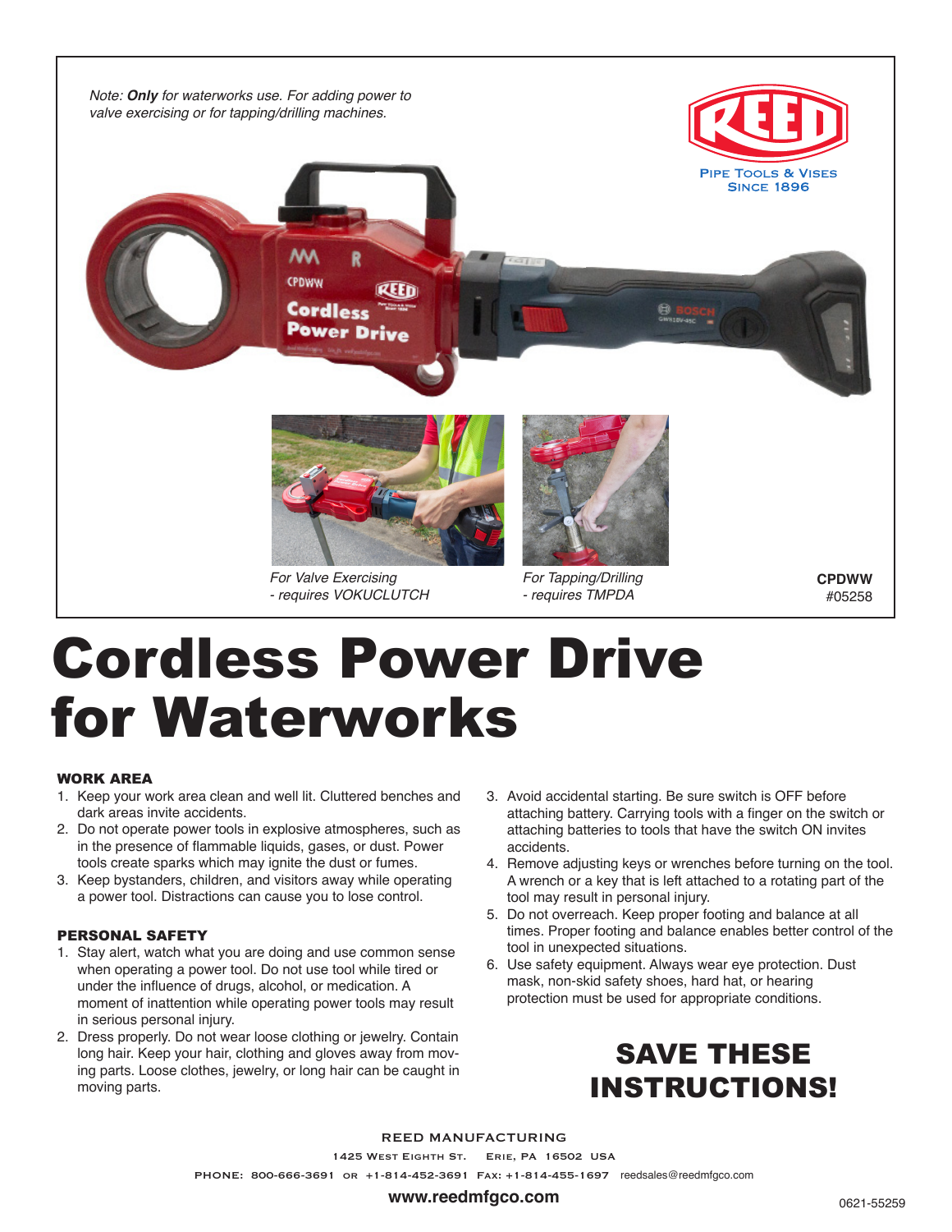*Note: **Only** for waterworks use. For adding power to valve exercising or for tapping/drilling machines.*

REED
PIPE TOOLS & VISES SINCE 1896

*For Valve Exercising - requires VOKUCLUTCH*

*For Tapping/Drilling - requires TMPDA*

**CPDWW**
#05258

# Cordless Power Drive for Waterworks

### WORK AREA

1. Keep your work area clean and well lit. Cluttered benches and dark areas invite accidents.
2. Do not operate power tools in explosive atmospheres, such as in the presence of flammable liquids, gases, or dust. Power tools create sparks which may ignite the dust or fumes.
3. Keep bystanders, children, and visitors away while operating a power tool. Distractions can cause you to lose control.

### PERSONAL SAFETY

1. Stay alert, watch what you are doing and use common sense when operating a power tool. Do not use tool while tired or under the influence of drugs, alcohol, or medication. A moment of inattention while operating power tools may result in serious personal injury.
2. Dress properly. Do not wear loose clothing or jewelry. Contain long hair. Keep your hair, clothing and gloves away from moving parts. Loose clothes, jewelry, or long hair can be caught in moving parts.
3. Avoid accidental starting. Be sure switch is OFF before attaching battery. Carrying tools with a finger on the switch or attaching batteries to tools that have the switch ON invites accidents.
4. Remove adjusting keys or wrenches before turning on the tool. A wrench or a key that is left attached to a rotating part of the tool may result in personal injury.
5. Do not overreach. Keep proper footing and balance at all times. Proper footing and balance enables better control of the tool in unexpected situations.
6. Use safety equipment. Always wear eye protection. Dust mask, non-skid safety shoes, hard hat, or hearing protection must be used for appropriate conditions.

## SAVE THESE INSTRUCTIONS!

REED MANUFACTURING
1425 West Eighth St. Erie, PA 16502 USA
PHONE: 800-666-3691 or +1-814-452-3691 Fax: +1-814-455-1697 reedsales@reedmfgco.com
**www.reedmfgco.com**

0621-55259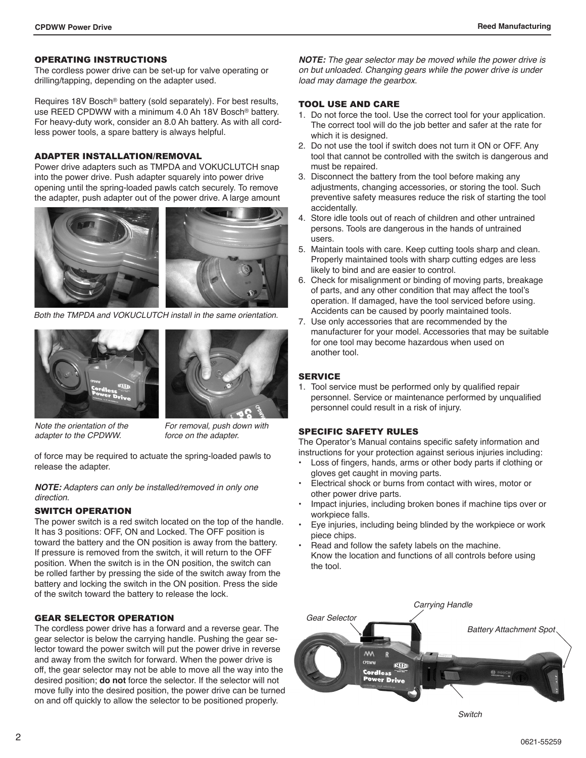## OPERATING INSTRUCTIONS

The cordless power drive can be set-up for valve operating or drilling/tapping, depending on the adapter used.

Requires 18V Bosch® battery (sold separately). For best results, use REED CPDWW with a minimum 4.0 Ah 18V Bosch® battery. For heavy-duty work, consider an 8.0 Ah battery. As with all cordless power tools, a spare battery is always helpful.

## ADAPTER INSTALLATION/REMOVAL

Power drive adapters such as TMPDA and VOKUCLUTCH snap into the power drive. Push adapter squarely into power drive opening until the spring-loaded pawls catch securely. To remove the adapter, push adapter out of the power drive. A large amount of force may be required to actuate the spring-loaded pawls to release the adapter.

*Both the TMPDA and VOKUCLUTCH install in the same orientation.*

*Note the orientation of the adapter to the CPDWW.*

*For removal, push down with force on the adapter.*

***NOTE:*** *Adapters can only be installed/removed in only one direction.*

## SWITCH OPERATION

The power switch is a red switch located on the top of the handle. It has 3 positions: OFF, ON and Locked. The OFF position is toward the battery and the ON position is away from the battery. If pressure is removed from the switch, it will return to the OFF position. When the switch is in the ON position, the switch can be rolled farther by pressing the side of the switch away from the battery and locking the switch in the ON position. Press the side of the switch toward the battery to release the lock.

## GEAR SELECTOR OPERATION

The cordless power drive has a forward and a reverse gear. The gear selector is below the carrying handle. Pushing the gear selector toward the power switch will put the power drive in reverse and away from the switch for forward. When the power drive is off, the gear selector may not be able to move all the way into the desired position; **do not** force the selector. If the selector will not move fully into the desired position, the power drive can be turned on and off quickly to allow the selector to be positioned properly.

***NOTE:*** *The gear selector may be moved while the power drive is on but unloaded. Changing gears while the power drive is under load may damage the gearbox.*

## TOOL USE AND CARE

1. Do not force the tool. Use the correct tool for your application. The correct tool will do the job better and safer at the rate for which it is designed.
2. Do not use the tool if switch does not turn it ON or OFF. Any tool that cannot be controlled with the switch is dangerous and must be repaired.
3. Disconnect the battery from the tool before making any adjustments, changing accessories, or storing the tool. Such preventive safety measures reduce the risk of starting the tool accidentally.
4. Store idle tools out of reach of children and other untrained persons. Tools are dangerous in the hands of untrained users.
5. Maintain tools with care. Keep cutting tools sharp and clean. Properly maintained tools with sharp cutting edges are less likely to bind and are easier to control.
6. Check for misalignment or binding of moving parts, breakage of parts, and any other condition that may affect the tool's operation. If damaged, have the tool serviced before using. Accidents can be caused by poorly maintained tools.
7. Use only accessories that are recommended by the manufacturer for your model. Accessories that may be suitable for one tool may become hazardous when used on another tool.

## SERVICE

1. Tool service must be performed only by qualified repair personnel. Service or maintenance performed by unqualified personnel could result in a risk of injury.

## SPECIFIC SAFETY RULES

The Operator's Manual contains specific safety information and instructions for your protection against serious injuries including:

- Loss of fingers, hands, arms or other body parts if clothing or gloves get caught in moving parts.
- Electrical shock or burns from contact with wires, motor or other power drive parts.
- Impact injuries, including broken bones if machine tips over or workpiece falls.
- Eye injuries, including being blinded by the workpiece or work piece chips.
- Read and follow the safety labels on the machine. Know the location and functions of all controls before using the tool.

Carrying Handle

Gear Selector

Battery Attachment Spot

Switch